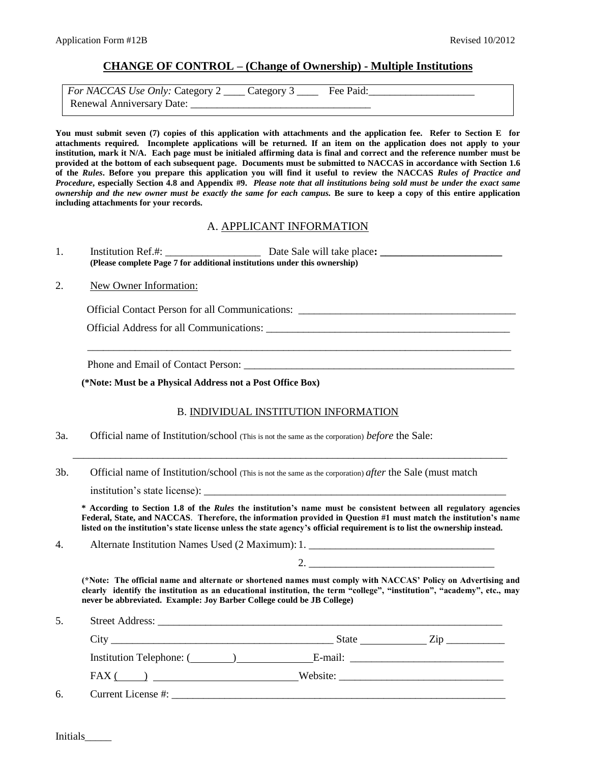Application Form #12B Revised 10/2012

# CHANGE OF CONTROL – (Change of Ownership) - Multiple Institutions

*For NACCAS Use Only:* Category 2 ____ Category 3 ____ Fee Paid:____________________
Renewal Anniversary Date: __________________________________

**You must submit seven (7) copies of this application with attachments and the application fee. Refer to Section E for attachments required. Incomplete applications will be returned. If an item on the application does not apply to your institution, mark it N/A. Each page must be initialed affirming data is final and correct and the reference number must be provided at the bottom of each subsequent page. Documents must be submitted to NACCAS in accordance with Section 1.6 of the *Rules*. Before you prepare this application you will find it useful to review the NACCAS *Rules of Practice and Procedure*, especially Section 4.8 and Appendix #9. *Please note that all institutions being sold must be under the exact same ownership and the new owner must be exactly the same for each campus.* Be sure to keep a copy of this entire application including attachments for your records.**

## A. APPLICANT INFORMATION

1. Institution Ref.#: __________________ Date Sale will take place: _______________________
   **(Please complete Page 7 for additional institutions under this ownership)**

2. New Owner Information:

   Official Contact Person for all Communications: ________________________________________

   Official Address for all Communications: ______________________________________________

   ________________________________________________________________________________

   Phone and Email of Contact Person: ___________________________________________________

   **(*Note: Must be a Physical Address not a Post Office Box)**

## B. INDIVIDUAL INSTITUTION INFORMATION

3a. Official name of Institution/school (This is not the same as the corporation) *before* the Sale:

________________________________________________________________________________

3b. Official name of Institution/school (This is not the same as the corporation) *after* the Sale (must match institution's state license): ____________________________________________________________

**\* According to Section 1.8 of the *Rules* the institution's name must be consistent between all regulatory agencies Federal, State, and NACCAS. Therefore, the information provided in Question #1 must match the institution's name listed on the institution's state license unless the state agency's official requirement is to list the ownership instead.**

4. Alternate Institution Names Used (2 Maximum): 1. ___________________________________

   2. ___________________________________

**(*Note: The official name and alternate or shortened names must comply with NACCAS' Policy on Advertising and clearly identify the institution as an educational institution, the term "college", "institution", "academy", etc., may never be abbreviated. Example: Joy Barber College could be JB College)**

5. Street Address: ______________________________________________________________________

   City __________________________________________ State ____________ Zip ___________

   Institution Telephone: (________)______________E-mail: _____________________________

   FAX (_____) ___________________________Website: _______________________________

6. Current License #: ___________________________________________________________________

Initials_____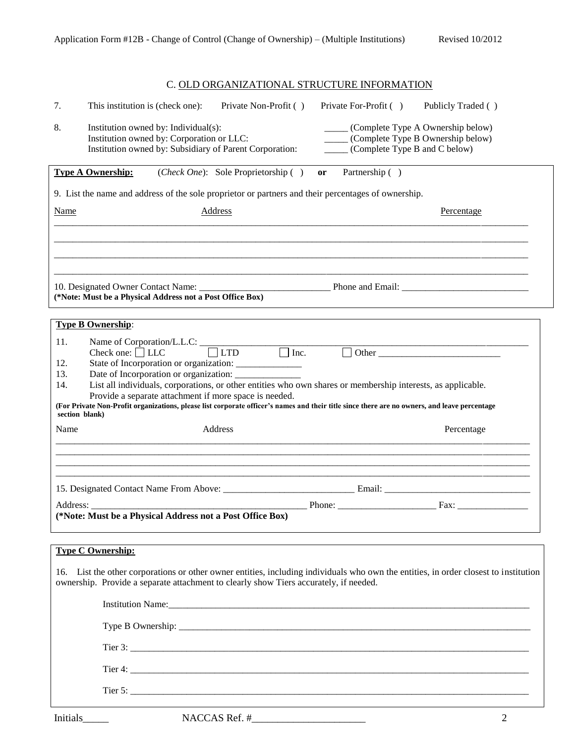## C. OLD ORGANIZATIONAL STRUCTURE INFORMATION

7. This institution is (check one): Private Non-Profit ( ) Private For-Profit ( ) Publicly Traded ( )

8. Institution owned by: Individual(s): _____ (Complete Type A Ownership below)
   Institution owned by: Corporation or LLC: _____ (Complete Type B Ownership below)
   Institution owned by: Subsidiary of Parent Corporation: _____ (Complete Type B and C below)

**Type A Ownership:** (*Check One*): Sole Proprietorship ( ) **or** Partnership ( )

9. List the name and address of the sole proprietor or partners and their percentages of ownership.

| Name | Address | Percentage |
|---|---|---|
| | | |
| | | |
| | | |
| | | |

10. Designated Owner Contact Name: ____________________________ Phone and Email: ___________________________
**(*Note: Must be a Physical Address not a Post Office Box)**

**Type B Ownership**:

11. Name of Corporation/L.L.C: ________________________________________________________________________
    Check one: ☐ LLC ☐ LTD ☐ Inc. ☐ Other __________________________
12. State of Incorporation or organization: ______________
13. Date of Incorporation or organization: ______________
14. List all individuals, corporations, or other entities who own shares or membership interests, as applicable. Provide a separate attachment if more space is needed.

**(For Private Non-Profit organizations, please list corporate officer's names and their title since there are no owners, and leave percentage section blank)**

| Name | Address | Percentage |
|---|---|---|
| | | |
| | | |
| | | |
| | | |

15. Designated Contact Name From Above: ____________________________ Email: _______________________________

Address: ______________________________________________ Phone: ____________________ Fax: _______________
**(*Note: Must be a Physical Address not a Post Office Box)**

**Type C Ownership:**

16. List the other corporations or other owner entities, including individuals who own the entities, in order closest to institution ownership. Provide a separate attachment to clearly show Tiers accurately, if needed.

Institution Name:_____________________________________________________________________________

Type B Ownership: ____________________________________________________________________________

Tier 3: ______________________________________________________________________________________

Tier 4: ______________________________________________________________________________________

Tier 5: ______________________________________________________________________________________

Initials_____ NACCAS Ref. #______________________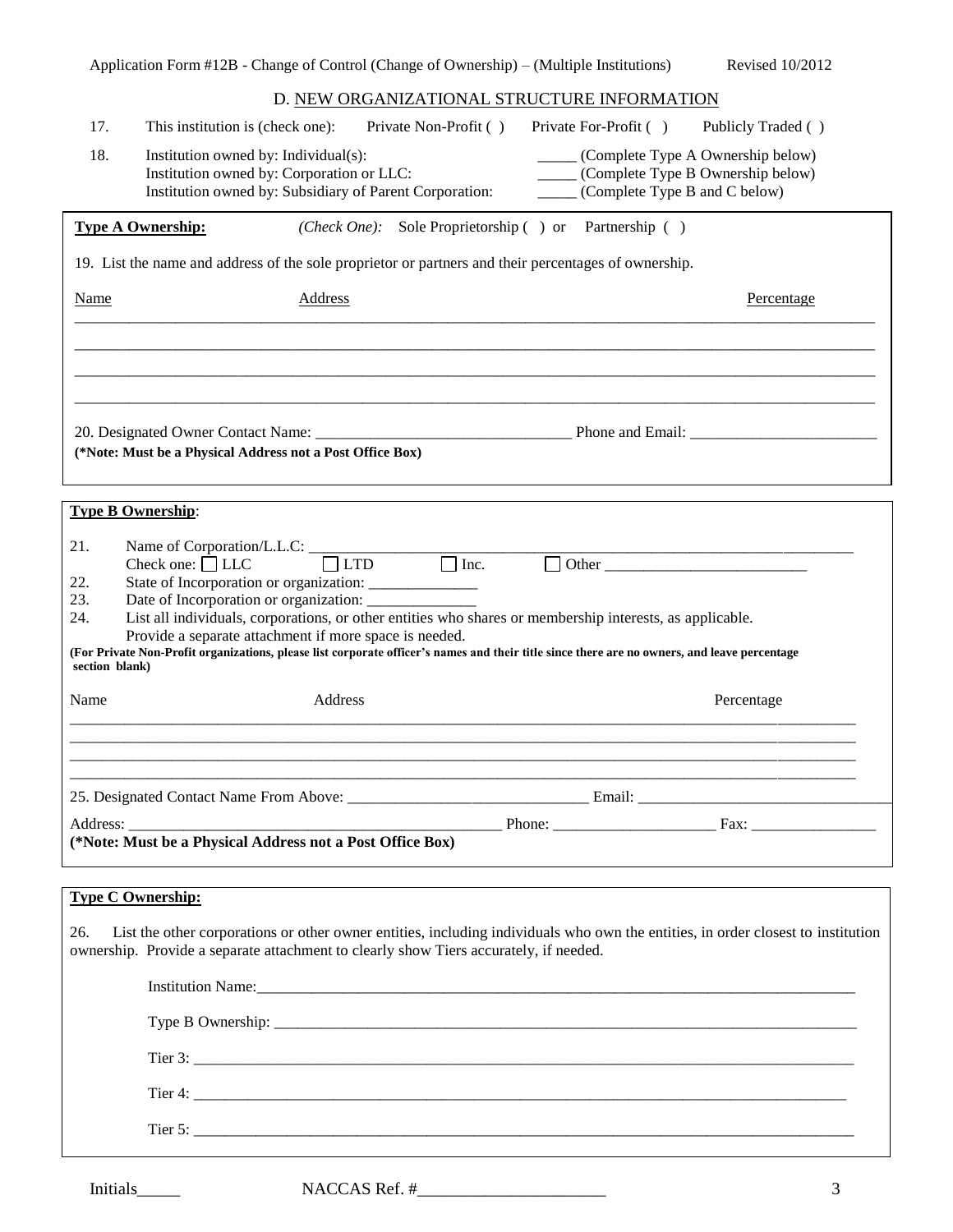## D. NEW ORGANIZATIONAL STRUCTURE INFORMATION

17. This institution is (check one): Private Non-Profit ( ) Private For-Profit ( ) Publicly Traded ( )

18. Institution owned by: Individual(s): _____ (Complete Type A Ownership below)
Institution owned by: Corporation or LLC: _____ (Complete Type B Ownership below)
Institution owned by: Subsidiary of Parent Corporation: _____ (Complete Type B and C below)

**Type A Ownership:** *(Check One):* Sole Proprietorship ( ) or Partnership ( )

19. List the name and address of the sole proprietor or partners and their percentages of ownership.

| Name | Address | Percentage |
|---|---|---|
| | | |
| | | |
| | | |
| | | |

20. Designated Owner Contact Name: ________________________________ Phone and Email: ________________________
**(*Note: Must be a Physical Address not a Post Office Box)**

**Type B Ownership**:

21. Name of Corporation/L.L.C: ______________________________________________________________________
Check one: ☐ LLC ☐ LTD ☐ Inc. ☐ Other __________________________
22. State of Incorporation or organization: ______________
23. Date of Incorporation or organization: ______________
24. List all individuals, corporations, or other entities who shares or membership interests, as applicable.
Provide a separate attachment if more space is needed.

**(For Private Non-Profit organizations, please list corporate officer's names and their title since there are no owners, and leave percentage section blank)**

| Name | Address | Percentage |
|---|---|---|
| | | |
| | | |
| | | |
| | | |

25. Designated Contact Name From Above: _______________________________ Email: _________________________________

Address: _________________________________________________ Phone: _____________________ Fax: ________________
**(*Note: Must be a Physical Address not a Post Office Box)**

**Type C Ownership:**

26. List the other corporations or other owner entities, including individuals who own the entities, in order closest to institution ownership. Provide a separate attachment to clearly show Tiers accurately, if needed.

Institution Name:_______________________________________________________________________________

Type B Ownership: ______________________________________________________________________________

Tier 3: _______________________________________________________________________________________

Tier 4: _______________________________________________________________________________________

Tier 5: _______________________________________________________________________________________

Initials_____ NACCAS Ref. #______________________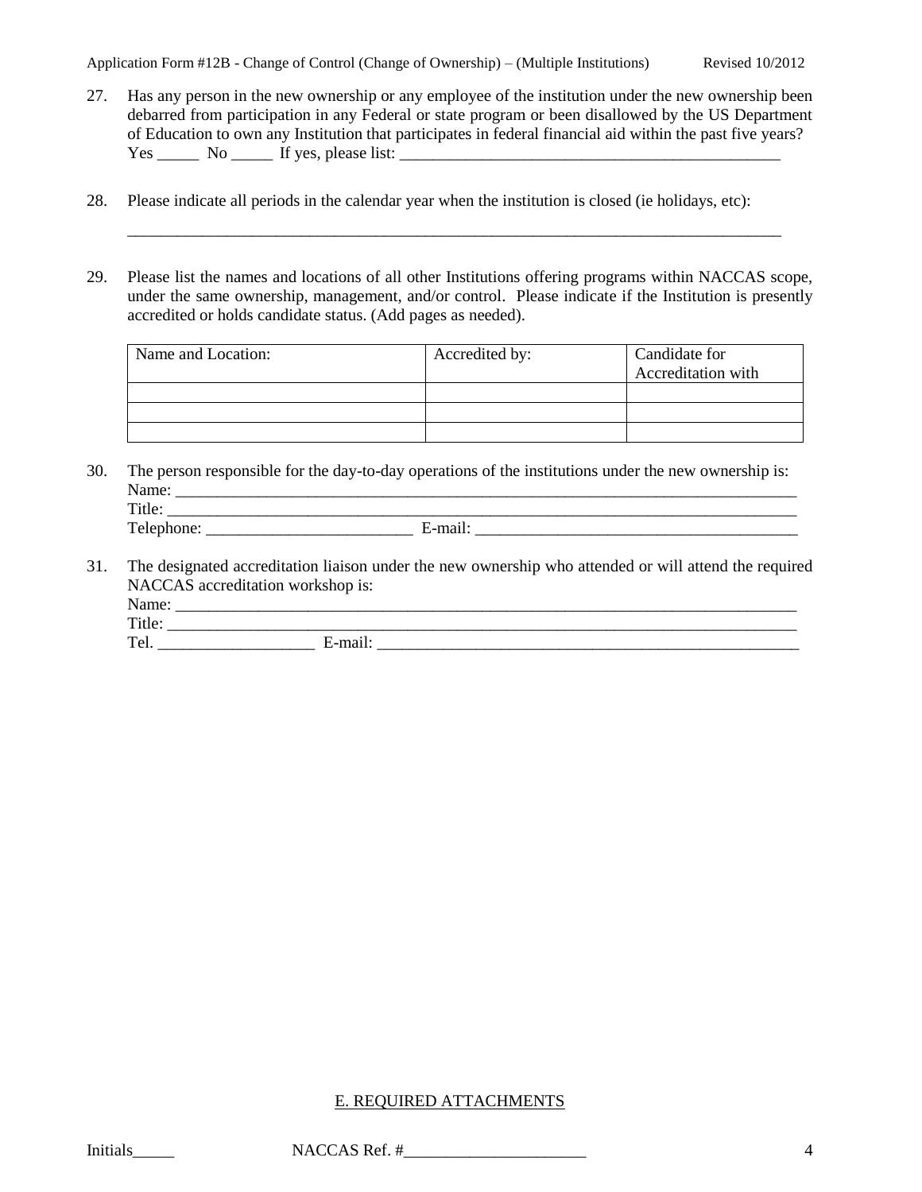27. Has any person in the new ownership or any employee of the institution under the new ownership been debarred from participation in any Federal or state program or been disallowed by the US Department of Education to own any Institution that participates in federal financial aid within the past five years? Yes _____ No _____ If yes, please list: ________________________________________________

28. Please indicate all periods in the calendar year when the institution is closed (ie holidays, etc):

    ___________________________________________________________________________________

29. Please list the names and locations of all other Institutions offering programs within NACCAS scope, under the same ownership, management, and/or control. Please indicate if the Institution is presently accredited or holds candidate status. (Add pages as needed).

| Name and Location: | Accredited by: | Candidate for Accreditation with |
|---|---|---|
| | | |
| | | |
| | | |

30. The person responsible for the day-to-day operations of the institutions under the new ownership is:
    Name: ________________________________________________________________________________
    Title: ________________________________________________________________________________
    Telephone: _________________________ E-mail: _______________________________________

31. The designated accreditation liaison under the new ownership who attended or will attend the required NACCAS accreditation workshop is:
    Name: ________________________________________________________________________________
    Title: ________________________________________________________________________________
    Tel. ___________________ E-mail: _____________________________________________________

## E. REQUIRED ATTACHMENTS

Initials_____ NACCAS Ref. #______________________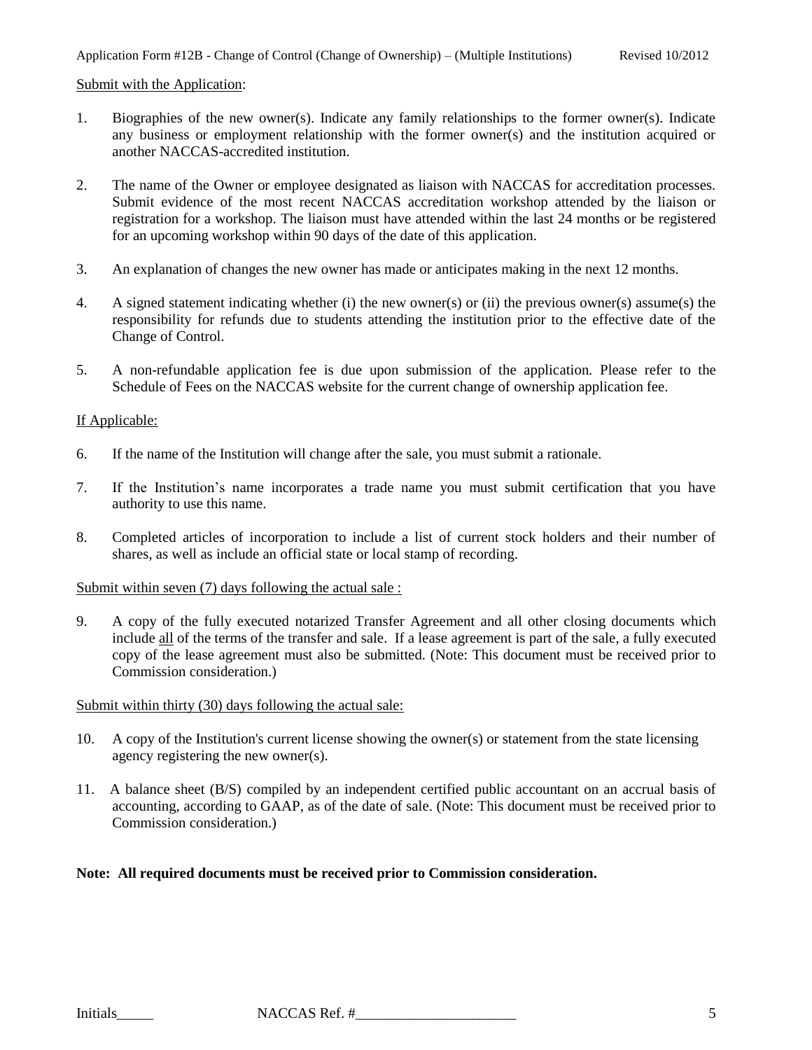Submit with the Application:

1. Biographies of the new owner(s). Indicate any family relationships to the former owner(s). Indicate any business or employment relationship with the former owner(s) and the institution acquired or another NACCAS-accredited institution.

2. The name of the Owner or employee designated as liaison with NACCAS for accreditation processes. Submit evidence of the most recent NACCAS accreditation workshop attended by the liaison or registration for a workshop. The liaison must have attended within the last 24 months or be registered for an upcoming workshop within 90 days of the date of this application.

3. An explanation of changes the new owner has made or anticipates making in the next 12 months.

4. A signed statement indicating whether (i) the new owner(s) or (ii) the previous owner(s) assume(s) the responsibility for refunds due to students attending the institution prior to the effective date of the Change of Control.

5. A non-refundable application fee is due upon submission of the application. Please refer to the Schedule of Fees on the NACCAS website for the current change of ownership application fee.

If Applicable:

6. If the name of the Institution will change after the sale, you must submit a rationale.

7. If the Institution's name incorporates a trade name you must submit certification that you have authority to use this name.

8. Completed articles of incorporation to include a list of current stock holders and their number of shares, as well as include an official state or local stamp of recording.

Submit within seven (7) days following the actual sale :

9. A copy of the fully executed notarized Transfer Agreement and all other closing documents which include all of the terms of the transfer and sale. If a lease agreement is part of the sale, a fully executed copy of the lease agreement must also be submitted. (Note: This document must be received prior to Commission consideration.)

Submit within thirty (30) days following the actual sale:

10. A copy of the Institution's current license showing the owner(s) or statement from the state licensing agency registering the new owner(s).

11. A balance sheet (B/S) compiled by an independent certified public accountant on an accrual basis of accounting, according to GAAP, as of the date of sale. (Note: This document must be received prior to Commission consideration.)

**Note: All required documents must be received prior to Commission consideration.**

Initials_____ NACCAS Ref. #______________________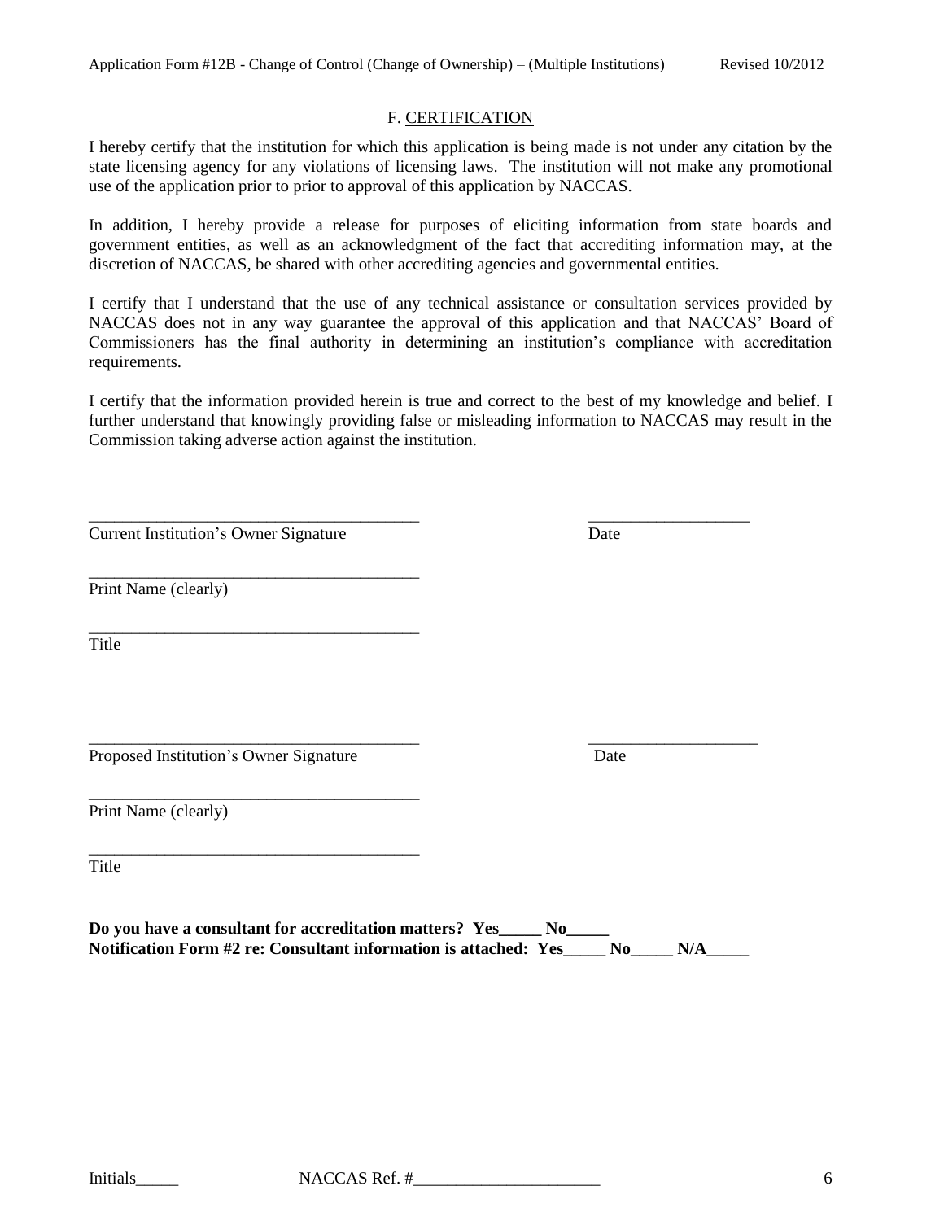## F. CERTIFICATION

I hereby certify that the institution for which this application is being made is not under any citation by the state licensing agency for any violations of licensing laws. The institution will not make any promotional use of the application prior to prior to approval of this application by NACCAS.

In addition, I hereby provide a release for purposes of eliciting information from state boards and government entities, as well as an acknowledgment of the fact that accrediting information may, at the discretion of NACCAS, be shared with other accrediting agencies and governmental entities.

I certify that I understand that the use of any technical assistance or consultation services provided by NACCAS does not in any way guarantee the approval of this application and that NACCAS' Board of Commissioners has the final authority in determining an institution's compliance with accreditation requirements.

I certify that the information provided herein is true and correct to the best of my knowledge and belief. I further understand that knowingly providing false or misleading information to NACCAS may result in the Commission taking adverse action against the institution.

________________________________________ ___________________
Current Institution's Owner Signature Date

________________________________________
Print Name (clearly)

________________________________________
Title

________________________________________ ____________________
Proposed Institution's Owner Signature Date

________________________________________
Print Name (clearly)

________________________________________
Title

**Do you have a consultant for accreditation matters? Yes_____ No_____**
**Notification Form #2 re: Consultant information is attached: Yes_____ No_____ N/A_____**

Initials_____ NACCAS Ref. #______________________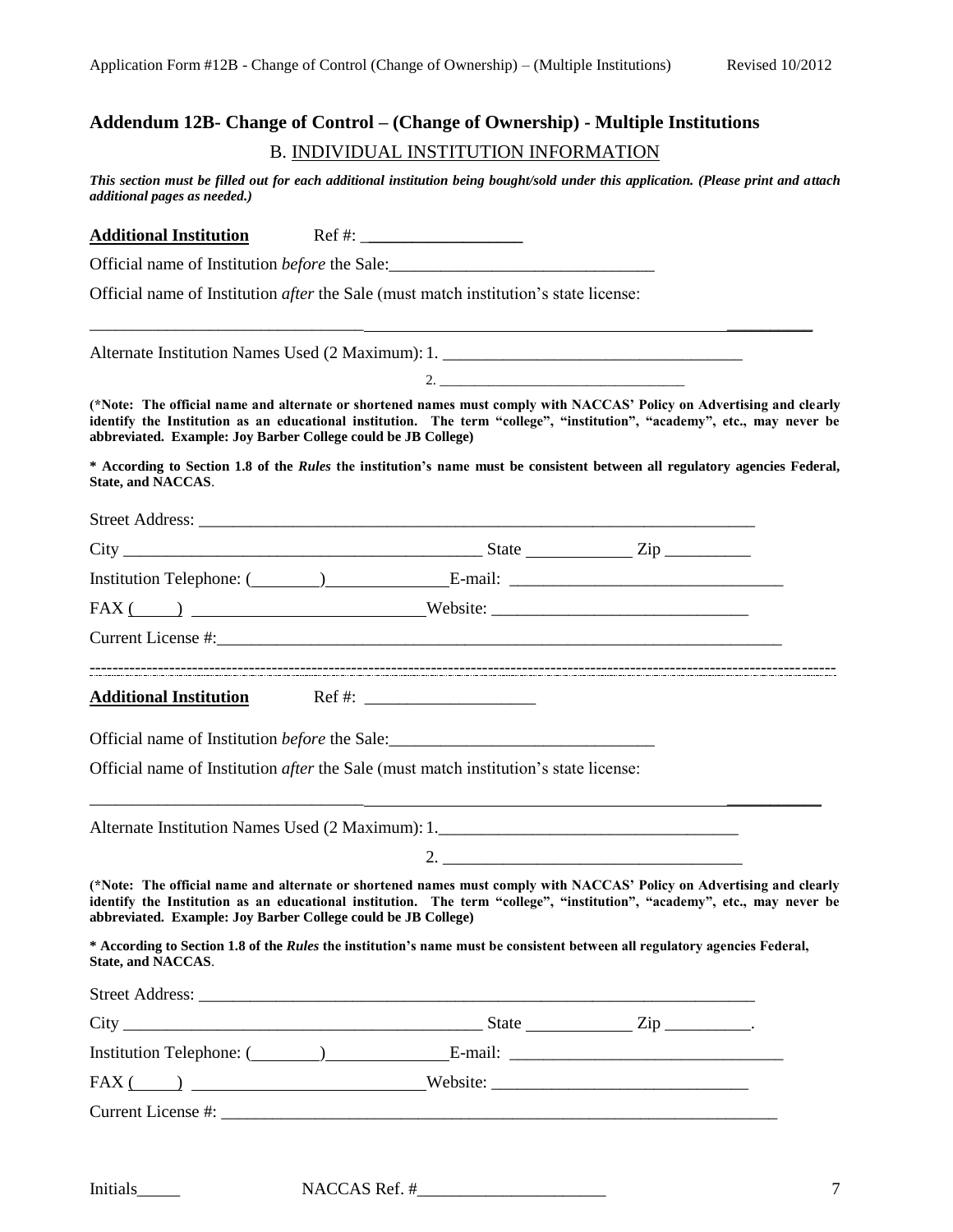## Addendum 12B- Change of Control – (Change of Ownership) - Multiple Institutions

### B. INDIVIDUAL INSTITUTION INFORMATION

***This section must be filled out for each additional institution being bought/sold under this application. (Please print and attach additional pages as needed.)***

**Additional Institution** Ref #: ___________________

Official name of Institution *before* the Sale:______________________________

Official name of Institution *after* the Sale (must match institution's state license:

______________________________________________________________________________

Alternate Institution Names Used (2 Maximum): 1. ___________________________________

2. ______________________________

**(*Note: The official name and alternate or shortened names must comply with NACCAS' Policy on Advertising and clearly identify the Institution as an educational institution. The term "college", "institution", "academy", etc., may never be abbreviated. Example: Joy Barber College could be JB College)**

**\* According to Section 1.8 of the *Rules* the institution's name must be consistent between all regulatory agencies Federal, State, and NACCAS**.

Street Address: ____________________________________________________________________

City __________________________________________ State ____________ Zip __________

Institution Telephone: (________)______________E-mail: _______________________________

FAX (_____) __________________________Website: _____________________________

Current License #:__________________________________________________________________

---

**Additional Institution** Ref #: ___________________

Official name of Institution *before* the Sale:______________________________

Official name of Institution *after* the Sale (must match institution's state license:

______________________________________________________________________________

Alternate Institution Names Used (2 Maximum): 1.__________________________________

2. __________________________________

**(*Note: The official name and alternate or shortened names must comply with NACCAS' Policy on Advertising and clearly identify the Institution as an educational institution. The term "college", "institution", "academy", etc., may never be abbreviated. Example: Joy Barber College could be JB College)**

**\* According to Section 1.8 of the *Rules* the institution's name must be consistent between all regulatory agencies Federal, State, and NACCAS**.

Street Address: ____________________________________________________________________

City __________________________________________ State ____________ Zip __________.

Institution Telephone: (________)______________E-mail: _______________________________

FAX (_____) __________________________Website: _____________________________

Current License #: __________________________________________________________________

Initials_____ NACCAS Ref. #______________________